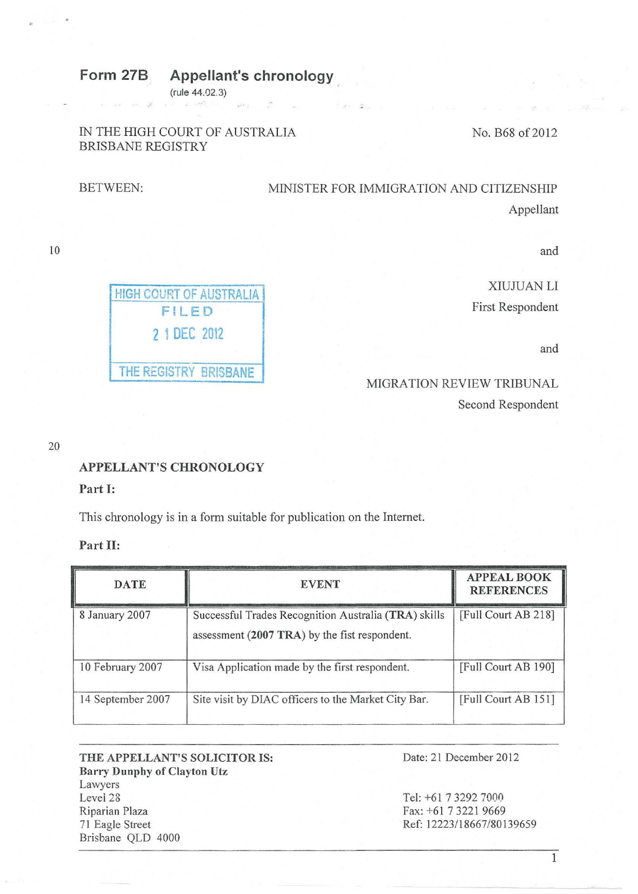**Form 27B** **Appellant's chronology**
(rule 44.02.3)

IN THE HIGH COURT OF AUSTRALIA
BRISBANE REGISTRY

No. B68 of 2012

BETWEEN:

MINISTER FOR IMMIGRATION AND CITIZENSHIP
Appellant

and

XIUJUAN LI
First Respondent

and

MIGRATION REVIEW TRIBUNAL
Second Respondent

HIGH COURT OF AUSTRALIA
FILED
21 DEC 2012
THE REGISTRY BRISBANE

## APPELLANT'S CHRONOLOGY

**Part I:**

This chronology is in a form suitable for publication on the Internet.

**Part II:**

| DATE | EVENT | APPEAL BOOK REFERENCES |
|---|---|---|
| 8 January 2007 | Successful Trades Recognition Australia (**TRA**) skills assessment (**2007 TRA**) by the fist respondent. | [Full Court AB 218] |
| 10 February 2007 | Visa Application made by the first respondent. | [Full Court AB 190] |
| 14 September 2007 | Site visit by DIAC officers to the Market City Bar. | [Full Court AB 151] |

**THE APPELLANT'S SOLICITOR IS:**
**Barry Dunphy of Clayton Utz**
Lawyers
Level 28
Riparian Plaza
71 Eagle Street
Brisbane QLD 4000

Date: 21 December 2012

Tel: +61 7 3292 7000
Fax: +61 7 3221 9669
Ref: 12223/18667/80139659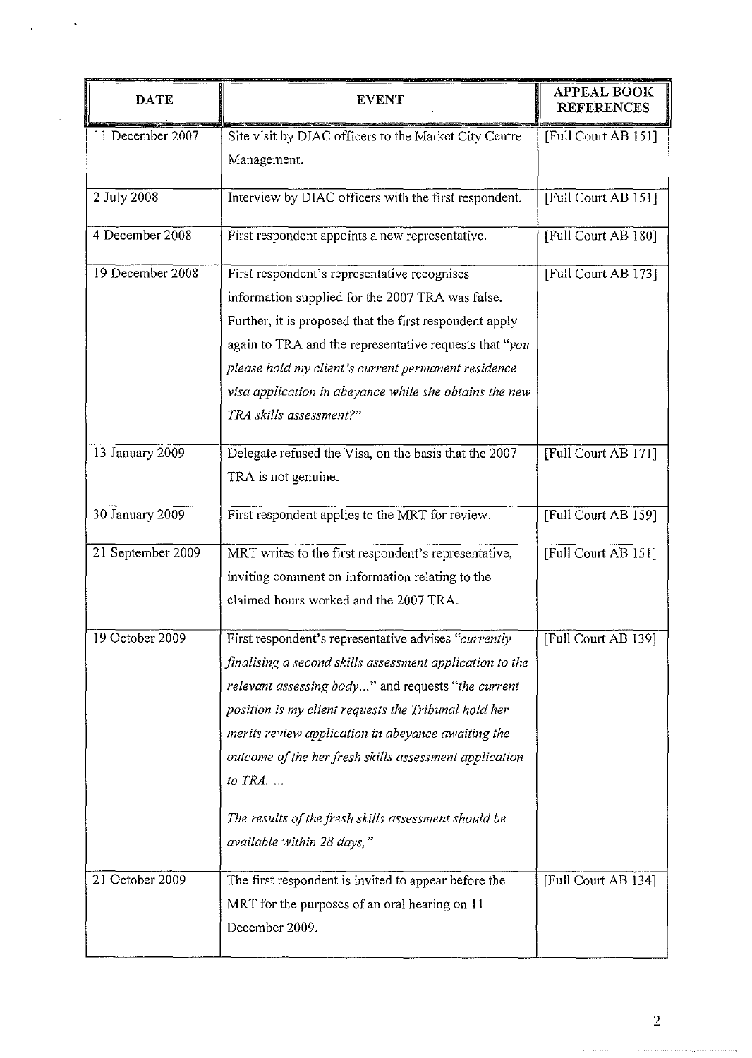| DATE | EVENT | APPEAL BOOK REFERENCES |
|---|---|---|
| 11 December 2007 | Site visit by DIAC officers to the Market City Centre Management. | [Full Court AB 151] |
| 2 July 2008 | Interview by DIAC officers with the first respondent. | [Full Court AB 151] |
| 4 December 2008 | First respondent appoints a new representative. | [Full Court AB 180] |
| 19 December 2008 | First respondent's representative recognises information supplied for the 2007 TRA was false. Further, it is proposed that the first respondent apply again to TRA and the representative requests that "*you please hold my client's current permanent residence visa application in abeyance while she obtains the new TRA skills assessment?*" | [Full Court AB 173] |
| 13 January 2009 | Delegate refused the Visa, on the basis that the 2007 TRA is not genuine. | [Full Court AB 171] |
| 30 January 2009 | First respondent applies to the MRT for review. | [Full Court AB 159] |
| 21 September 2009 | MRT writes to the first respondent's representative, inviting comment on information relating to the claimed hours worked and the 2007 TRA. | [Full Court AB 151] |
| 19 October 2009 | First respondent's representative advises "*currently finalising a second skills assessment application to the relevant assessing body...*" and requests "*the current position is my client requests the Tribunal hold her merits review application in abeyance awaiting the outcome of the her fresh skills assessment application to TRA. ...*<br><br>*The results of the fresh skills assessment should be available within 28 days,*" | [Full Court AB 139] |
| 21 October 2009 | The first respondent is invited to appear before the MRT for the purposes of an oral hearing on 11 December 2009. | [Full Court AB 134] |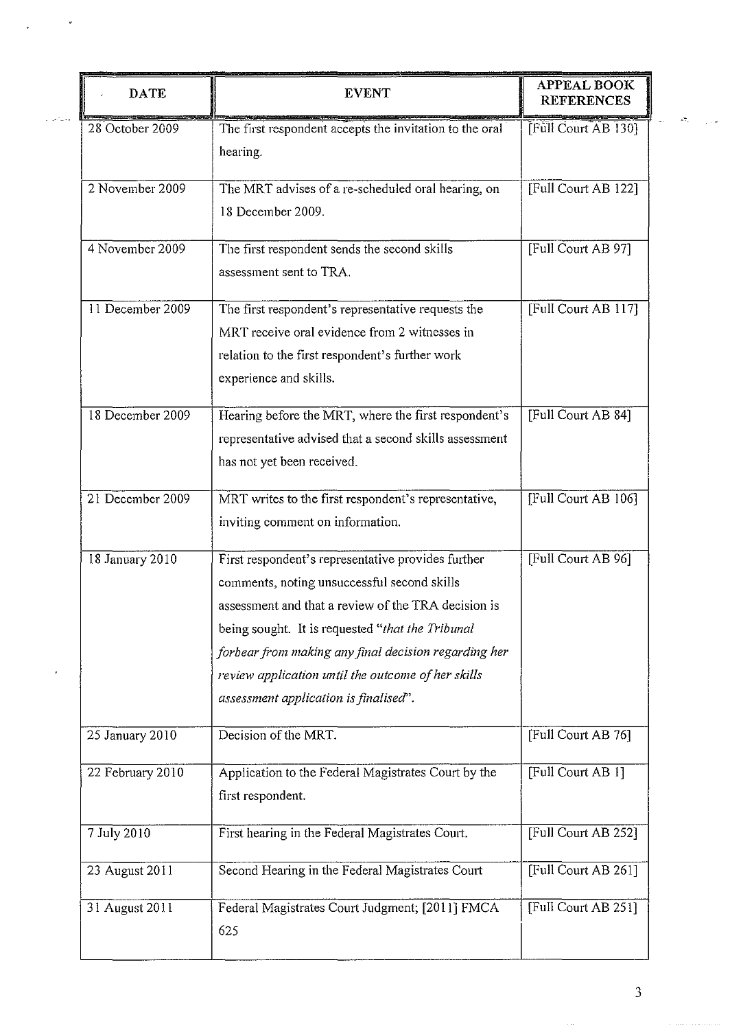| DATE | EVENT | APPEAL BOOK REFERENCES |
|---|---|---|
| 28 October 2009 | The first respondent accepts the invitation to the oral hearing. | [Full Court AB 130] |
| 2 November 2009 | The MRT advises of a re-scheduled oral hearing, on 18 December 2009. | [Full Court AB 122] |
| 4 November 2009 | The first respondent sends the second skills assessment sent to TRA. | [Full Court AB 97] |
| 11 December 2009 | The first respondent's representative requests the MRT receive oral evidence from 2 witnesses in relation to the first respondent's further work experience and skills. | [Full Court AB 117] |
| 18 December 2009 | Hearing before the MRT, where the first respondent's representative advised that a second skills assessment has not yet been received. | [Full Court AB 84] |
| 21 December 2009 | MRT writes to the first respondent's representative, inviting comment on information. | [Full Court AB 106] |
| 18 January 2010 | First respondent's representative provides further comments, noting unsuccessful second skills assessment and that a review of the TRA decision is being sought. It is requested "*that the Tribunal forbear from making any final decision regarding her review application until the outcome of her skills assessment application is finalised*". | [Full Court AB 96] |
| 25 January 2010 | Decision of the MRT. | [Full Court AB 76] |
| 22 February 2010 | Application to the Federal Magistrates Court by the first respondent. | [Full Court AB 1] |
| 7 July 2010 | First hearing in the Federal Magistrates Court. | [Full Court AB 252] |
| 23 August 2011 | Second Hearing in the Federal Magistrates Court | [Full Court AB 261] |
| 31 August 2011 | Federal Magistrates Court Judgment; [2011] FMCA 625 | [Full Court AB 251] |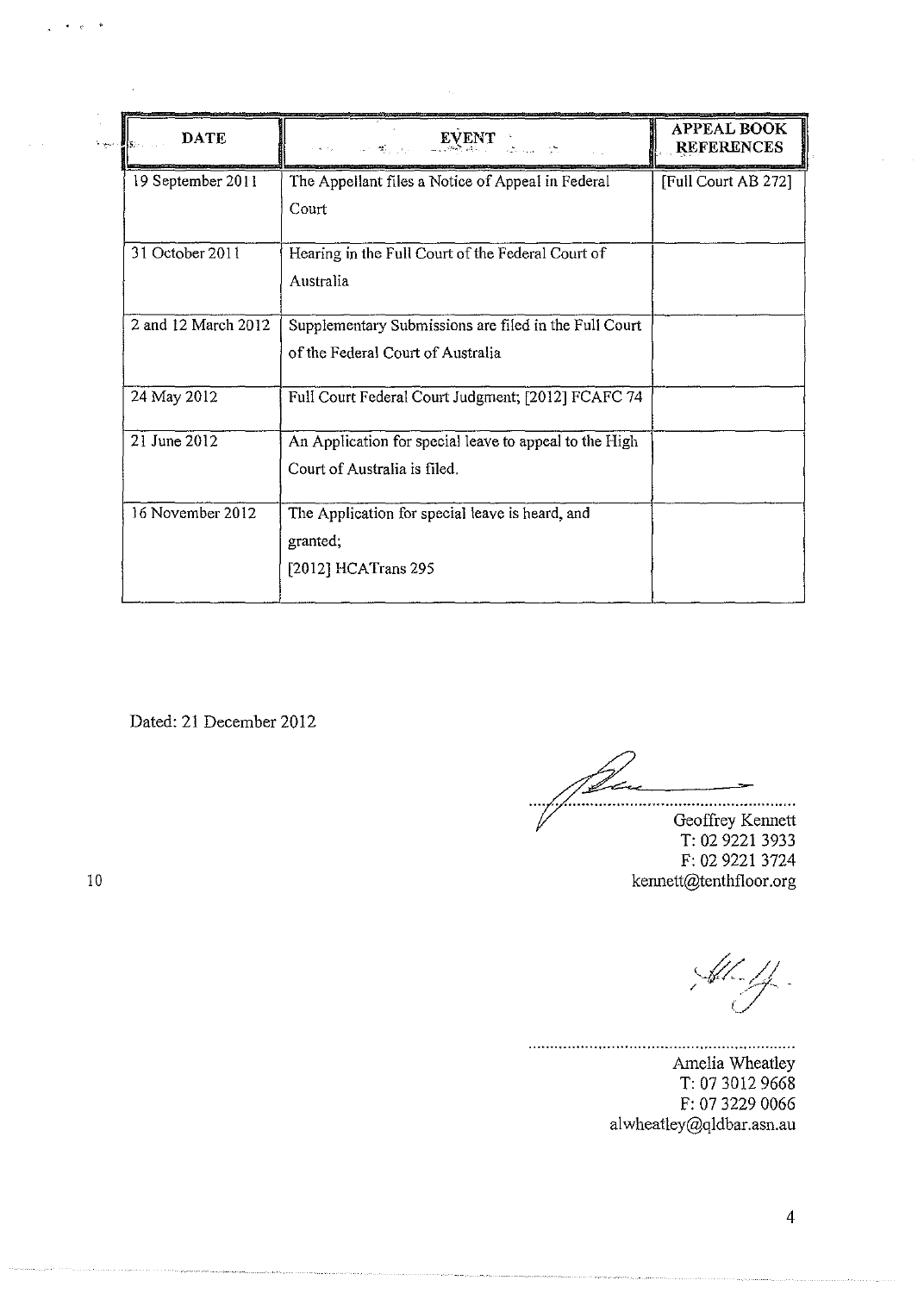| DATE | EVENT | APPEAL BOOK REFERENCES |
|---|---|---|
| 19 September 2011 | The Appellant files a Notice of Appeal in Federal Court | [Full Court AB 272] |
| 31 October 2011 | Hearing in the Full Court of the Federal Court of Australia | |
| 2 and 12 March 2012 | Supplementary Submissions are filed in the Full Court of the Federal Court of Australia | |
| 24 May 2012 | Full Court Federal Court Judgment; [2012] FCAFC 74 | |
| 21 June 2012 | An Application for special leave to appeal to the High Court of Australia is filed. | |
| 16 November 2012 | The Application for special leave is heard, and granted; [2012] HCATrans 295 | |

Dated: 21 December 2012

Geoffrey Kennett
T: 02 9221 3933
F: 02 9221 3724
kennett@tenthfloor.org

Amelia Wheatley
T: 07 3012 9668
F: 07 3229 0066
alwheatley@qldbar.asn.au